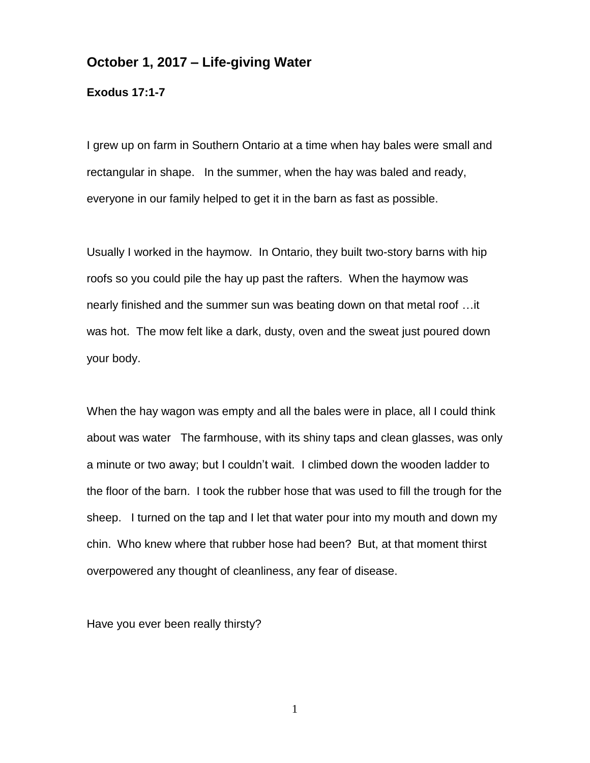## October 1, 2017 – Life-giving Water

**Exodus 17:1-7**

I grew up on farm in Southern Ontario at a time when hay bales were small and rectangular in shape. In the summer, when the hay was baled and ready, everyone in our family helped to get it in the barn as fast as possible.

Usually I worked in the haymow. In Ontario, they built two-story barns with hip roofs so you could pile the hay up past the rafters. When the haymow was nearly finished and the summer sun was beating down on that metal roof …it was hot. The mow felt like a dark, dusty, oven and the sweat just poured down your body.

When the hay wagon was empty and all the bales were in place, all I could think about was water The farmhouse, with its shiny taps and clean glasses, was only a minute or two away; but I couldn't wait. I climbed down the wooden ladder to the floor of the barn. I took the rubber hose that was used to fill the trough for the sheep. I turned on the tap and I let that water pour into my mouth and down my chin. Who knew where that rubber hose had been? But, at that moment thirst overpowered any thought of cleanliness, any fear of disease.

Have you ever been really thirsty?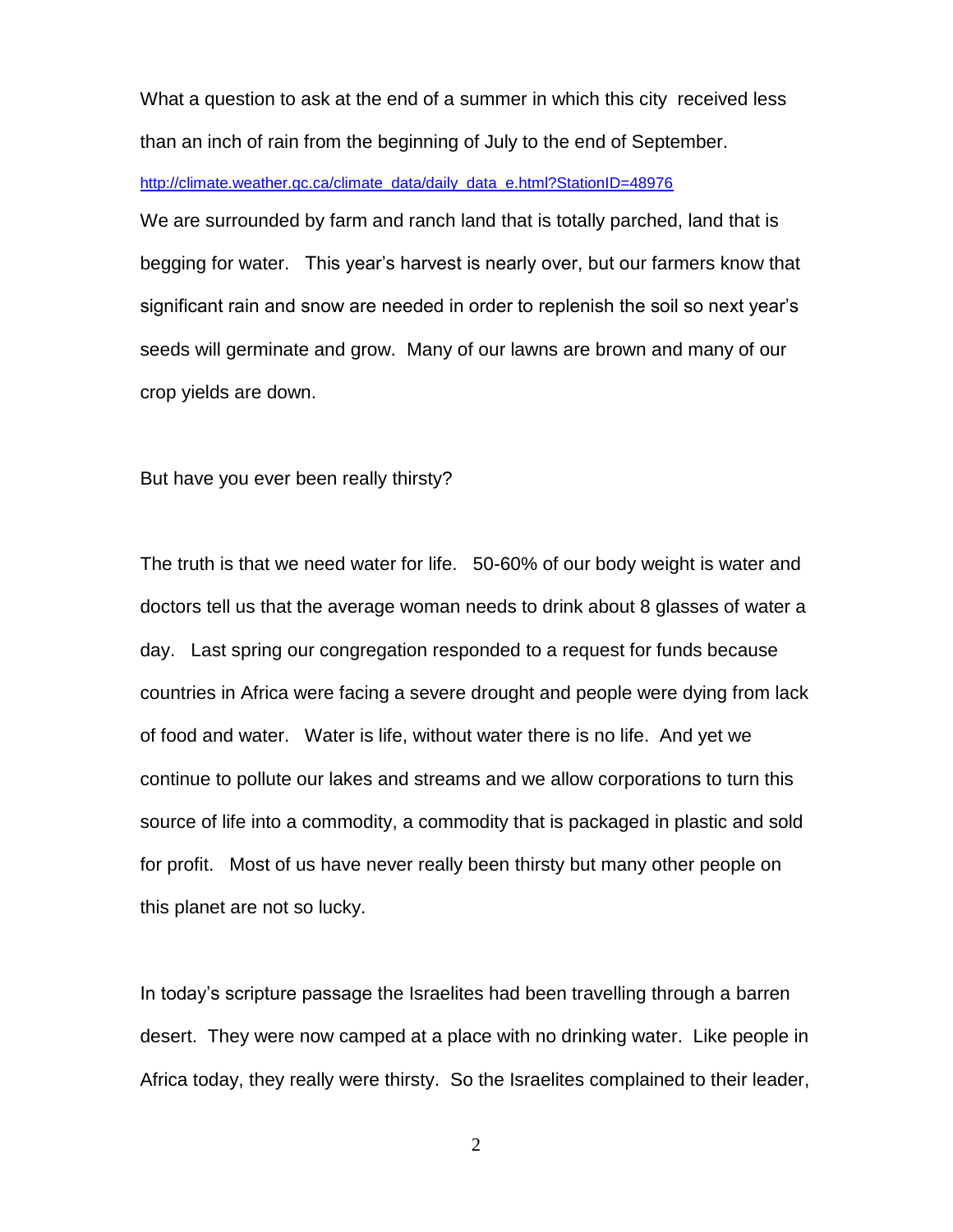What a question to ask at the end of a summer in which this city received less than an inch of rain from the beginning of July to the end of September.

http://climate.weather.gc.ca/climate_data/daily_data_e.html?StationID=48976

We are surrounded by farm and ranch land that is totally parched, land that is begging for water. This year's harvest is nearly over, but our farmers know that significant rain and snow are needed in order to replenish the soil so next year's seeds will germinate and grow. Many of our lawns are brown and many of our crop yields are down.

But have you ever been really thirsty?

The truth is that we need water for life. 50-60% of our body weight is water and doctors tell us that the average woman needs to drink about 8 glasses of water a day. Last spring our congregation responded to a request for funds because countries in Africa were facing a severe drought and people were dying from lack of food and water. Water is life, without water there is no life. And yet we continue to pollute our lakes and streams and we allow corporations to turn this source of life into a commodity, a commodity that is packaged in plastic and sold for profit. Most of us have never really been thirsty but many other people on this planet are not so lucky.

In today's scripture passage the Israelites had been travelling through a barren desert. They were now camped at a place with no drinking water. Like people in Africa today, they really were thirsty. So the Israelites complained to their leader,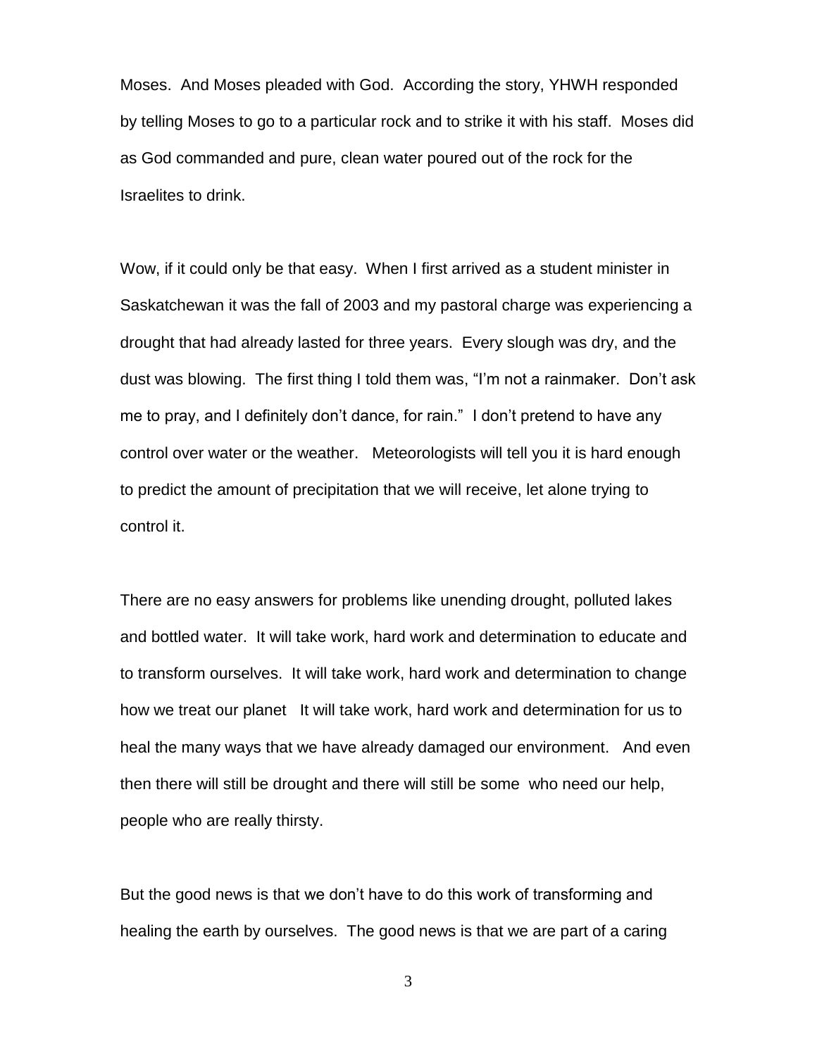Moses. And Moses pleaded with God. According the story, YHWH responded by telling Moses to go to a particular rock and to strike it with his staff. Moses did as God commanded and pure, clean water poured out of the rock for the Israelites to drink.

Wow, if it could only be that easy. When I first arrived as a student minister in Saskatchewan it was the fall of 2003 and my pastoral charge was experiencing a drought that had already lasted for three years. Every slough was dry, and the dust was blowing. The first thing I told them was, "I'm not a rainmaker. Don't ask me to pray, and I definitely don't dance, for rain." I don't pretend to have any control over water or the weather. Meteorologists will tell you it is hard enough to predict the amount of precipitation that we will receive, let alone trying to control it.

There are no easy answers for problems like unending drought, polluted lakes and bottled water. It will take work, hard work and determination to educate and to transform ourselves. It will take work, hard work and determination to change how we treat our planet It will take work, hard work and determination for us to heal the many ways that we have already damaged our environment. And even then there will still be drought and there will still be some who need our help, people who are really thirsty.

But the good news is that we don't have to do this work of transforming and healing the earth by ourselves. The good news is that we are part of a caring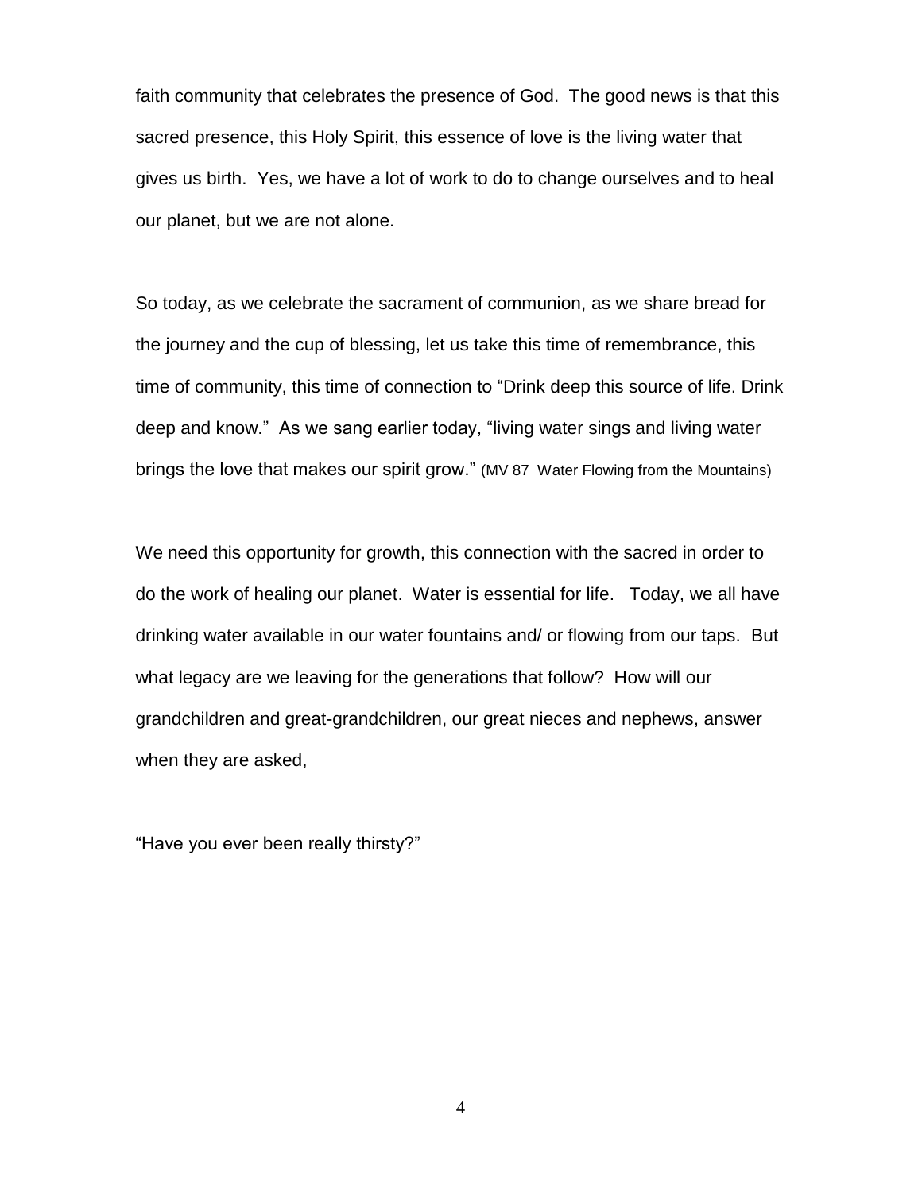faith community that celebrates the presence of God. The good news is that this sacred presence, this Holy Spirit, this essence of love is the living water that gives us birth. Yes, we have a lot of work to do to change ourselves and to heal our planet, but we are not alone.

So today, as we celebrate the sacrament of communion, as we share bread for the journey and the cup of blessing, let us take this time of remembrance, this time of community, this time of connection to "Drink deep this source of life. Drink deep and know." As we sang earlier today, "living water sings and living water brings the love that makes our spirit grow." (MV 87 Water Flowing from the Mountains)

We need this opportunity for growth, this connection with the sacred in order to do the work of healing our planet. Water is essential for life. Today, we all have drinking water available in our water fountains and/ or flowing from our taps. But what legacy are we leaving for the generations that follow? How will our grandchildren and great-grandchildren, our great nieces and nephews, answer when they are asked,

"Have you ever been really thirsty?"